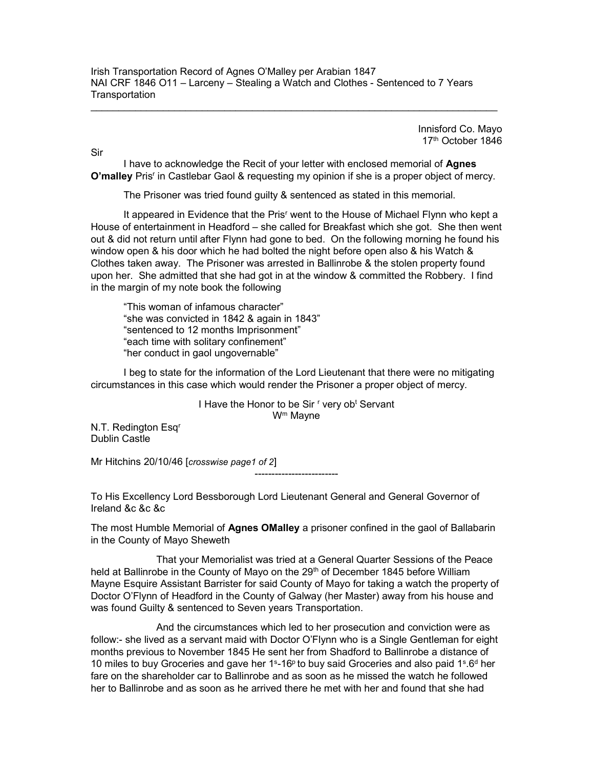Irish Transportation Record of Agnes O'Malley per Arabian 1847
NAI CRF 1846 O11 – Larceny – Stealing a Watch and Clothes - Sentenced to 7 Years Transportation

---

Innisford Co. Mayo
17th October 1846

Sir

I have to acknowledge the Recit of your letter with enclosed memorial of **Agnes O'malley** Prisr in Castlebar Gaol & requesting my opinion if she is a proper object of mercy.

The Prisoner was tried found guilty & sentenced as stated in this memorial.

It appeared in Evidence that the Prisr went to the House of Michael Flynn who kept a House of entertainment in Headford – she called for Breakfast which she got. She then went out & did not return until after Flynn had gone to bed. On the following morning he found his window open & his door which he had bolted the night before open also & his Watch & Clothes taken away. The Prisoner was arrested in Ballinrobe & the stolen property found upon her. She admitted that she had got in at the window & committed the Robbery. I find in the margin of my note book the following

"This woman of infamous character"
"she was convicted in 1842 & again in 1843"
"sentenced to 12 months Imprisonment"
"each time with solitary confinement"
"her conduct in gaol ungovernable"

I beg to state for the information of the Lord Lieutenant that there were no mitigating circumstances in this case which would render the Prisoner a proper object of mercy.

I Have the Honor to be Sir r very obt Servant
Wm Mayne

N.T. Redington Esqr
Dublin Castle

Mr Hitchins 20/10/46 [*crosswise page1 of 2*]

---

To His Excellency Lord Bessborough Lord Lieutenant General and General Governor of Ireland &c &c &c

The most Humble Memorial of **Agnes OMalley** a prisoner confined in the gaol of Ballabarin in the County of Mayo Sheweth

That your Memorialist was tried at a General Quarter Sessions of the Peace held at Ballinrobe in the County of Mayo on the 29th of December 1845 before William Mayne Esquire Assistant Barrister for said County of Mayo for taking a watch the property of Doctor O'Flynn of Headford in the County of Galway (her Master) away from his house and was found Guilty & sentenced to Seven years Transportation.

And the circumstances which led to her prosecution and conviction were as follow:- she lived as a servant maid with Doctor O'Flynn who is a Single Gentleman for eight months previous to November 1845 He sent her from Shadford to Ballinrobe a distance of 10 miles to buy Groceries and gave her 1s-16p to buy said Groceries and also paid 1s.6d her fare on the shareholder car to Ballinrobe and as soon as he missed the watch he followed her to Ballinrobe and as soon as he arrived there he met with her and found that she had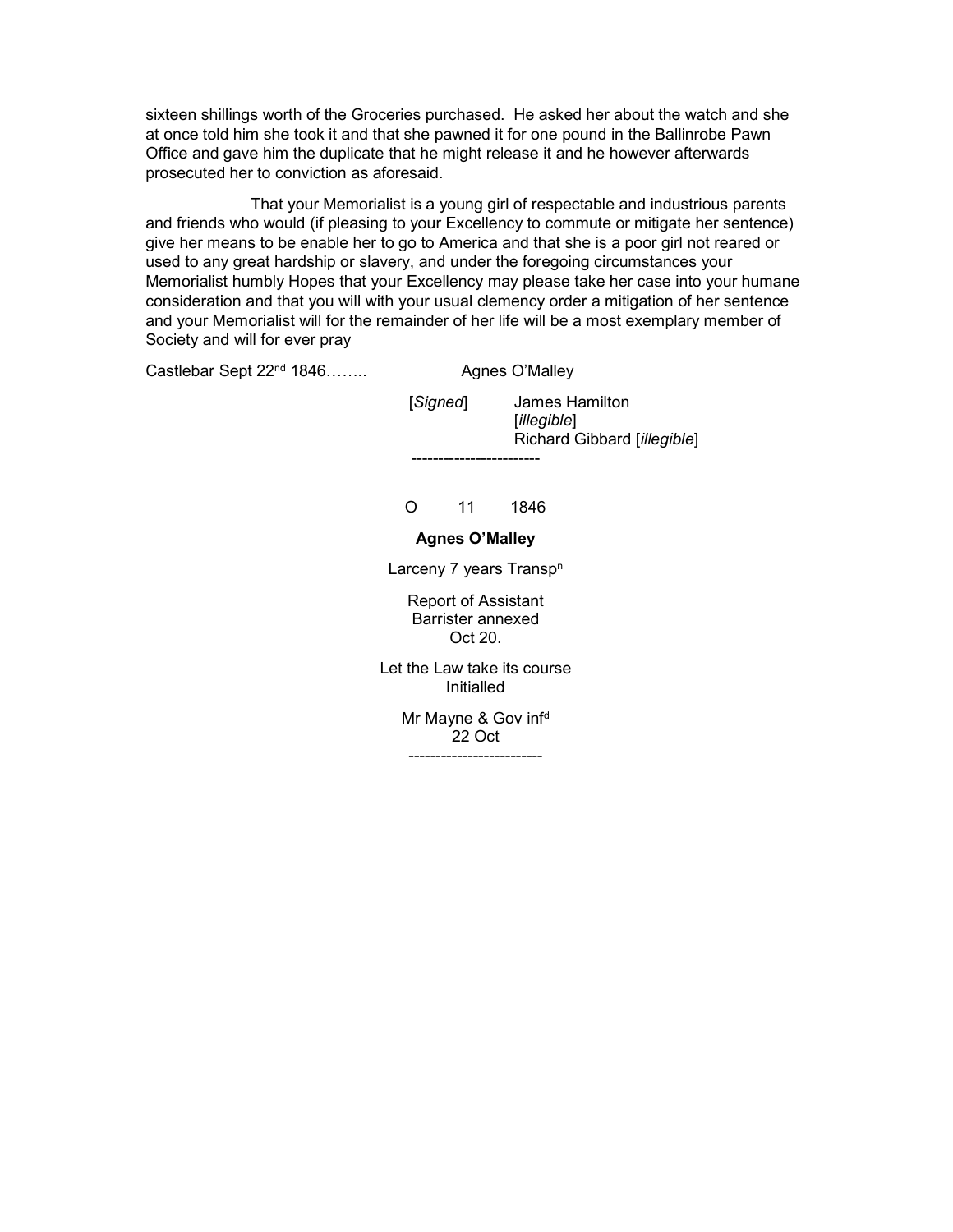sixteen shillings worth of the Groceries purchased. He asked her about the watch and she at once told him she took it and that she pawned it for one pound in the Ballinrobe Pawn Office and gave him the duplicate that he might release it and he however afterwards prosecuted her to conviction as aforesaid.

That your Memorialist is a young girl of respectable and industrious parents and friends who would (if pleasing to your Excellency to commute or mitigate her sentence) give her means to be enable her to go to America and that she is a poor girl not reared or used to any great hardship or slavery, and under the foregoing circumstances your Memorialist humbly Hopes that your Excellency may please take her case into your humane consideration and that you will with your usual clemency order a mitigation of her sentence and your Memorialist will for the remainder of her life will be a most exemplary member of Society and will for ever pray

Castlebar Sept 22nd 1846…….. Agnes O'Malley

[*Signed*] James Hamilton
[*illegible*]
Richard Gibbard [*illegible*]

------------------------

O 11 1846

**Agnes O'Malley**

Larceny 7 years Transpn

Report of Assistant
Barrister annexed
Oct 20.

Let the Law take its course
Initialled

Mr Mayne & Gov infd
22 Oct

------------------------